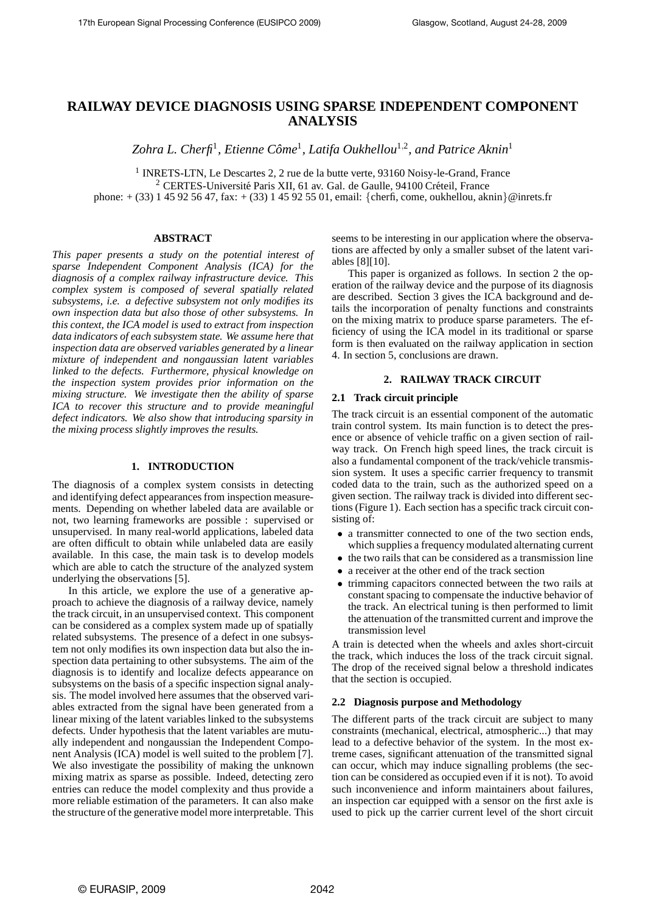# RAILWAY DEVICE DIAGNOSIS USING SPARSE INDEPENDENT COMPONENT ANALYSIS

*Zohra L. Cherfi*[1], *Etienne Côme*[1], *Latifa Oukhellou*[1,2], *and Patrice Aknin*[1]

[1] INRETS-LTN, Le Descartes 2, 2 rue de la butte verte, 93160 Noisy-le-Grand, France
[2] CERTES-Université Paris XII, 61 av. Gal. de Gaulle, 94100 Créteil, France
phone: + (33) 1 45 92 56 47, fax: + (33) 1 45 92 55 01, email: {cherfi, come, oukhellou, aknin}@inrets.fr

## ABSTRACT

*This paper presents a study on the potential interest of sparse Independent Component Analysis (ICA) for the diagnosis of a complex railway infrastructure device. This complex system is composed of several spatially related subsystems, i.e. a defective subsystem not only modifies its own inspection data but also those of other subsystems. In this context, the ICA model is used to extract from inspection data indicators of each subsystem state. We assume here that inspection data are observed variables generated by a linear mixture of independent and nongaussian latent variables linked to the defects. Furthermore, physical knowledge on the inspection system provides prior information on the mixing structure. We investigate then the ability of sparse ICA to recover this structure and to provide meaningful defect indicators. We also show that introducing sparsity in the mixing process slightly improves the results.*

## 1. INTRODUCTION

The diagnosis of a complex system consists in detecting and identifying defect appearances from inspection measurements. Depending on whether labeled data are available or not, two learning frameworks are possible : supervised or unsupervised. In many real-world applications, labeled data are often difficult to obtain while unlabeled data are easily available. In this case, the main task is to develop models which are able to catch the structure of the analyzed system underlying the observations [5].

In this article, we explore the use of a generative approach to achieve the diagnosis of a railway device, namely the track circuit, in an unsupervised context. This component can be considered as a complex system made up of spatially related subsystems. The presence of a defect in one subsystem not only modifies its own inspection data but also the inspection data pertaining to other subsystems. The aim of the diagnosis is to identify and localize defects appearance on subsystems on the basis of a specific inspection signal analysis. The model involved here assumes that the observed variables extracted from the signal have been generated from a linear mixing of the latent variables linked to the subsystems defects. Under hypothesis that the latent variables are mutually independent and nongaussian the Independent Component Analysis (ICA) model is well suited to the problem [7]. We also investigate the possibility of making the unknown mixing matrix as sparse as possible. Indeed, detecting zero entries can reduce the model complexity and thus provide a more reliable estimation of the parameters. It can also make the structure of the generative model more interpretable. This seems to be interesting in our application where the observations are affected by only a smaller subset of the latent variables [8][10].

This paper is organized as follows. In section 2 the operation of the railway device and the purpose of its diagnosis are described. Section 3 gives the ICA background and details the incorporation of penalty functions and constraints on the mixing matrix to produce sparse parameters. The efficiency of using the ICA model in its traditional or sparse form is then evaluated on the railway application in section 4. In section 5, conclusions are drawn.

## 2. RAILWAY TRACK CIRCUIT

### 2.1 Track circuit principle

The track circuit is an essential component of the automatic train control system. Its main function is to detect the presence or absence of vehicle traffic on a given section of railway track. On French high speed lines, the track circuit is also a fundamental component of the track/vehicle transmission system. It uses a specific carrier frequency to transmit coded data to the train, such as the authorized speed on a given section. The railway track is divided into different sections (Figure 1). Each section has a specific track circuit consisting of:

- a transmitter connected to one of the two section ends, which supplies a frequency modulated alternating current
- the two rails that can be considered as a transmission line
- a receiver at the other end of the track section
- trimming capacitors connected between the two rails at constant spacing to compensate the inductive behavior of the track. An electrical tuning is then performed to limit the attenuation of the transmitted current and improve the transmission level

A train is detected when the wheels and axles short-circuit the track, which induces the loss of the track circuit signal. The drop of the received signal below a threshold indicates that the section is occupied.

### 2.2 Diagnosis purpose and Methodology

The different parts of the track circuit are subject to many constraints (mechanical, electrical, atmospheric...) that may lead to a defective behavior of the system. In the most extreme cases, significant attenuation of the transmitted signal can occur, which may induce signalling problems (the section can be considered as occupied even if it is not). To avoid such inconvenience and inform maintainers about failures, an inspection car equipped with a sensor on the first axle is used to pick up the carrier current level of the short circuit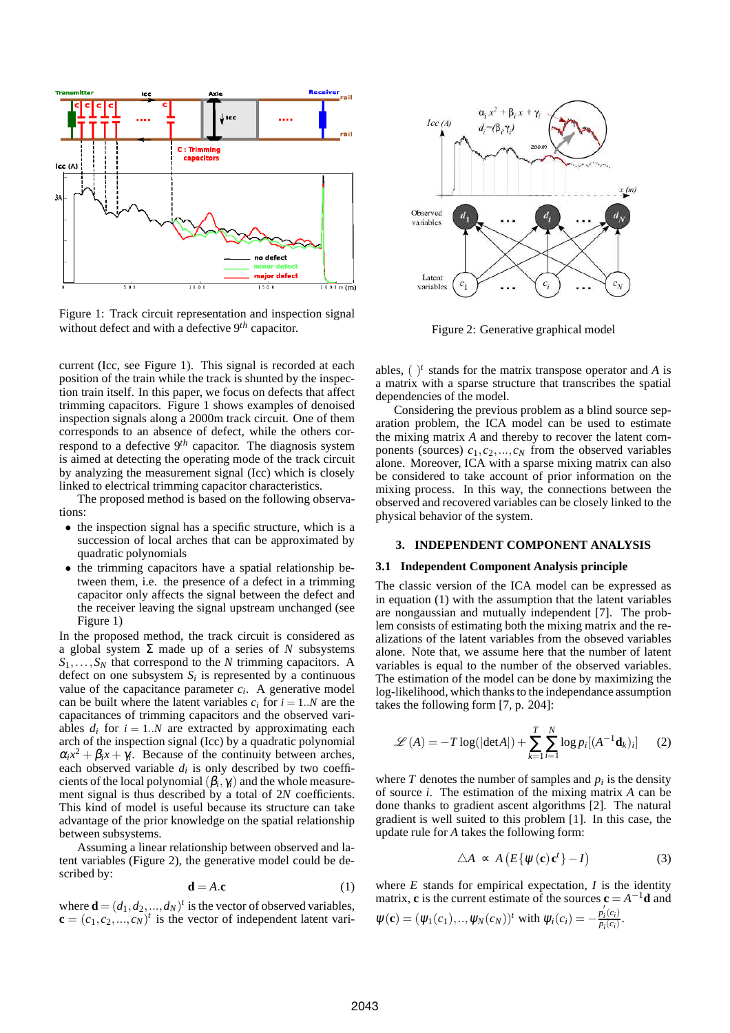Figure 1: Track circuit representation and inspection signal without defect and with a defective 9$^{th}$ capacitor.

Figure 2: Generative graphical model

current (Icc, see Figure 1). This signal is recorded at each position of the train while the track is shunted by the inspection train itself. In this paper, we focus on defects that affect trimming capacitors. Figure 1 shows examples of denoised inspection signals along a 2000m track circuit. One of them corresponds to an absence of defect, while the others correspond to a defective 9$^{th}$ capacitor. The diagnosis system is aimed at detecting the operating mode of the track circuit by analyzing the measurement signal (Icc) which is closely linked to electrical trimming capacitor characteristics.

The proposed method is based on the following observations:

- the inspection signal has a specific structure, which is a succession of local arches that can be approximated by quadratic polynomials
- the trimming capacitors have a spatial relationship between them, i.e. the presence of a defect in a trimming capacitor only affects the signal between the defect and the receiver leaving the signal upstream unchanged (see Figure 1)

In the proposed method, the track circuit is considered as a global system $\Sigma$ made up of a series of $N$ subsystems $S_1,\ldots,S_N$ that correspond to the $N$ trimming capacitors. A defect on one subsystem $S_i$ is represented by a continuous value of the capacitance parameter $c_i$. A generative model can be built where the latent variables $c_i$ for $i = 1..N$ are the capacitances of trimming capacitors and the observed variables $d_i$ for $i = 1..N$ are extracted by approximating each arch of the inspection signal (Icc) by a quadratic polynomial $\alpha_i x^2 + \beta_i x + \gamma_i$. Because of the continuity between arches, each observed variable $d_i$ is only described by two coefficients of the local polynomial $(\beta_i, \gamma_i)$ and the whole measurement signal is thus described by a total of $2N$ coefficients. This kind of model is useful because its structure can take advantage of the prior knowledge on the spatial relationship between subsystems.

Assuming a linear relationship between observed and latent variables (Figure 2), the generative model could be described by:

$$\mathbf{d} = A.\mathbf{c} \tag{1}$$

where $\mathbf{d} = (d_1, d_2, ..., d_N)^t$ is the vector of observed variables, $\mathbf{c} = (c_1, c_2, ..., c_N)^t$ is the vector of independent latent variables, $(\ )^t$ stands for the matrix transpose operator and $A$ is a matrix with a sparse structure that transcribes the spatial dependencies of the model.

Considering the previous problem as a blind source separation problem, the ICA model can be used to estimate the mixing matrix $A$ and thereby to recover the latent components (sources) $c_1, c_2, ..., c_N$ from the observed variables alone. Moreover, ICA with a sparse mixing matrix can also be considered to take account of prior information on the mixing process. In this way, the connections between the observed and recovered variables can be closely linked to the physical behavior of the system.

## 3. INDEPENDENT COMPONENT ANALYSIS

### 3.1 Independent Component Analysis principle

The classic version of the ICA model can be expressed as in equation (1) with the assumption that the latent variables are nongaussian and mutually independent [7]. The problem consists of estimating both the mixing matrix and the realizations of the latent variables from the obseved variables alone. Note that, we assume here that the number of latent variables is equal to the number of the observed variables. The estimation of the model can be done by maximizing the log-likelihood, which thanks to the independance assumption takes the following form [7, p. 204]:

$$\mathscr{L}(A) = -T\log(|\det A|) + \sum_{k=1}^{T}\sum_{i=1}^{N}\log p_i[(A^{-1}\mathbf{d}_k)_i] \tag{2}$$

where $T$ denotes the number of samples and $p_i$ is the density of source $i$. The estimation of the mixing matrix $A$ can be done thanks to gradient ascent algorithms [2]. The natural gradient is well suited to this problem [1]. In this case, the update rule for $A$ takes the following form:

$$\triangle A \ \propto \ A\left(E\{\psi(\mathbf{c})\mathbf{c}^t\} - I\right) \tag{3}$$

where $E$ stands for empirical expectation, $I$ is the identity matrix, $\mathbf{c}$ is the current estimate of the sources $\mathbf{c} = A^{-1}\mathbf{d}$ and $\psi(\mathbf{c}) = (\psi_1(c_1), .., \psi_N(c_N))^t$ with $\psi_i(c_i) = -\frac{p_i'(c_i)}{p_i(c_i)}$.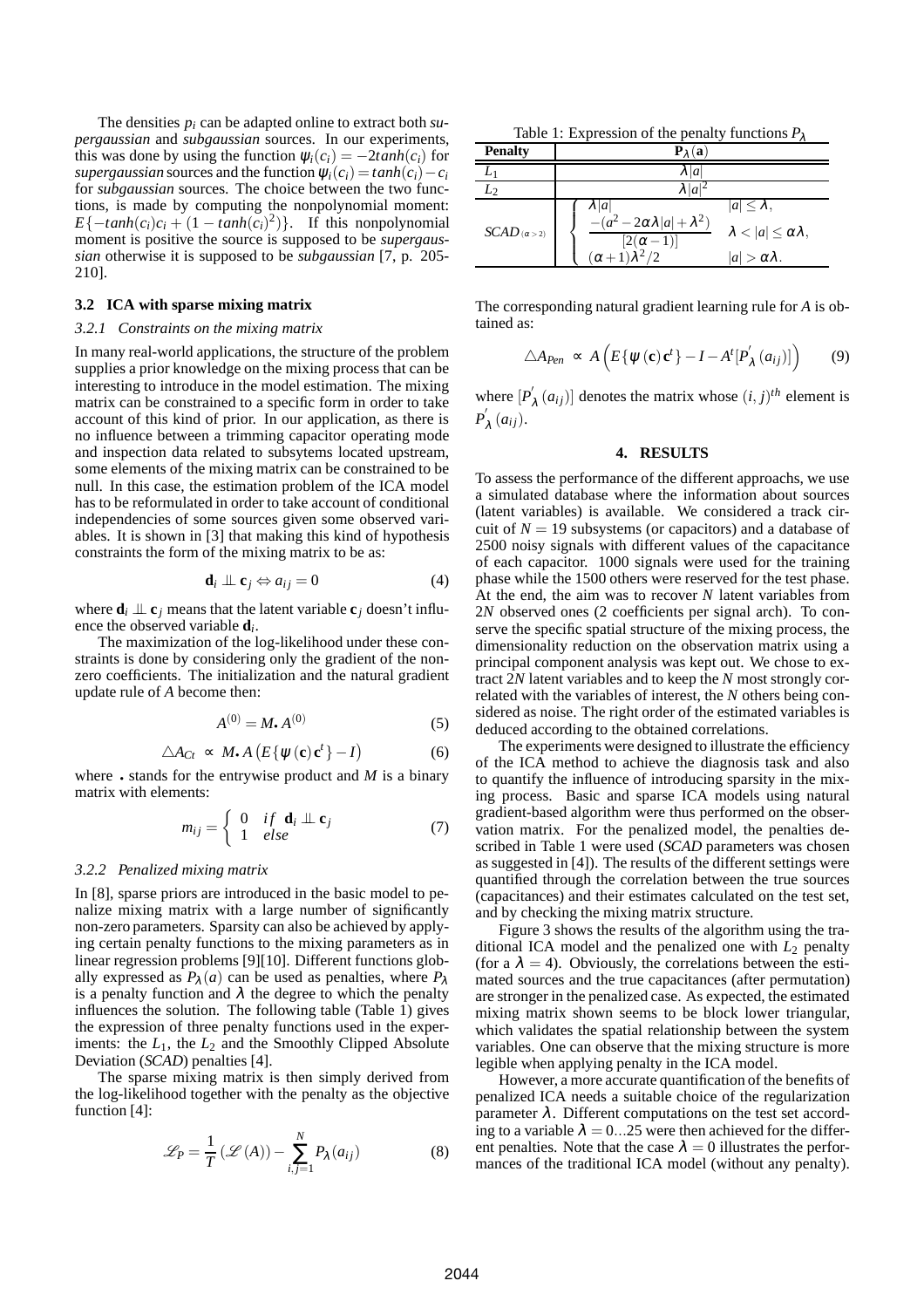The densities $p_i$ can be adapted online to extract both *supergaussian* and *subgaussian* sources. In our experiments, this was done by using the function $\psi_i(c_i) = -2tanh(c_i)$ for *supergaussian* sources and the function $\psi_i(c_i) = tanh(c_i) - c_i$ for *subgaussian* sources. The choice between the two functions, is made by computing the nonpolynomial moment: $E\{-tanh(c_i)c_i + (1 - tanh(c_i)^2)\}$. If this nonpolynomial moment is positive the source is supposed to be *supergaussian* otherwise it is supposed to be *subgaussian* [7, p. 205-210].

### 3.2 ICA with sparse mixing matrix

#### 3.2.1 Constraints on the mixing matrix

In many real-world applications, the structure of the problem supplies a prior knowledge on the mixing process that can be interesting to introduce in the model estimation. The mixing matrix can be constrained to a specific form in order to take account of this kind of prior. In our application, as there is no influence between a trimming capacitor operating mode and inspection data related to subsytems located upstream, some elements of the mixing matrix can be constrained to be null. In this case, the estimation problem of the ICA model has to be reformulated in order to take account of conditional independencies of some sources given some observed variables. It is shown in [3] that making this kind of hypothesis constraints the form of the mixing matrix to be as:

$$\mathbf{d}_i \perp\!\!\!\perp \mathbf{c}_j \Leftrightarrow a_{ij} = 0 \tag{4}$$

where $\mathbf{d}_i \perp\!\!\!\perp \mathbf{c}_j$ means that the latent variable $\mathbf{c}_j$ doesn't influence the observed variable $\mathbf{d}_i$.

The maximization of the log-likelihood under these constraints is done by considering only the gradient of the nonzero coefficients. The initialization and the natural gradient update rule of $A$ become then:

$$A^{(0)} = M_{\bullet} A^{(0)} \tag{5}$$

$$\triangle A_{Ct} \propto M_{\bullet} A \left( E\{\psi(\mathbf{c})\mathbf{c}^t\} - I \right) \tag{6}$$

where $_{\bullet}$ stands for the entrywise product and $M$ is a binary matrix with elements:

$$m_{ij} = \begin{cases} 0 & if \;\; \mathbf{d}_i \perp\!\!\!\perp \mathbf{c}_j \\ 1 & else \end{cases} \tag{7}$$

#### 3.2.2 Penalized mixing matrix

In [8], sparse priors are introduced in the basic model to penalize mixing matrix with a large number of significantly non-zero parameters. Sparsity can also be achieved by applying certain penalty functions to the mixing parameters as in linear regression problems [9][10]. Different functions globally expressed as $P_\lambda(a)$ can be used as penalties, where $P_\lambda$ is a penalty function and $\lambda$ the degree to which the penalty influences the solution. The following table (Table 1) gives the expression of three penalty functions used in the experiments: the $L_1$, the $L_2$ and the Smoothly Clipped Absolute Deviation (*SCAD*) penalties [4].

The sparse mixing matrix is then simply derived from the log-likelihood together with the penalty as the objective function [4]:

$$\mathscr{L}_P = \frac{1}{T}\left(\mathscr{L}(A)\right) - \sum_{i,j=1}^{N} P_\lambda(a_{ij}) \tag{8}$$

Table 1: Expression of the penalty functions $P_\lambda$

| Penalty | $\mathbf{P}_\lambda(\mathbf{a})$ |
|---|---|
| $L_1$ | $\lambda\|a\|$ |
| $L_2$ | $\lambda\|a\|^2$ |
| $SCAD_{(\alpha>2)}$ | $\begin{cases} \lambda\|a\| & \|a\| \leq \lambda, \\ \dfrac{-(a^2 - 2\alpha\lambda\|a\| + \lambda^2)}{[2(\alpha-1)]} & \lambda < \|a\| \leq \alpha\lambda, \\ (\alpha+1)\lambda^2/2 & \|a\| > \alpha\lambda. \end{cases}$ |

The corresponding natural gradient learning rule for $A$ is obtained as:

$$\triangle A_{Pen} \propto A\left(E\{\psi(\mathbf{c})\mathbf{c}^t\} - I - A^t[P^{'}_\lambda(a_{ij})]\right) \tag{9}$$

where $[P^{'}_\lambda(a_{ij})]$ denotes the matrix whose $(i,j)^{th}$ element is $P^{'}_\lambda(a_{ij})$.

## 4. RESULTS

To assess the performance of the different approachs, we use a simulated database where the information about sources (latent variables) is available. We considered a track circuit of $N = 19$ subsystems (or capacitors) and a database of 2500 noisy signals with different values of the capacitance of each capacitor. 1000 signals were used for the training phase while the 1500 others were reserved for the test phase. At the end, the aim was to recover $N$ latent variables from $2N$ observed ones (2 coefficients per signal arch). To conserve the specific spatial structure of the mixing process, the dimensionality reduction on the observation matrix using a principal component analysis was kept out. We chose to extract $2N$ latent variables and to keep the $N$ most strongly correlated with the variables of interest, the $N$ others being considered as noise. The right order of the estimated variables is deduced according to the obtained correlations.

The experiments were designed to illustrate the efficiency of the ICA method to achieve the diagnosis task and also to quantify the influence of introducing sparsity in the mixing process. Basic and sparse ICA models using natural gradient-based algorithm were thus performed on the observation matrix. For the penalized model, the penalties described in Table 1 were used (*SCAD* parameters was chosen as suggested in [4]). The results of the different settings were quantified through the correlation between the true sources (capacitances) and their estimates calculated on the test set, and by checking the mixing matrix structure.

Figure 3 shows the results of the algorithm using the traditional ICA model and the penalized one with $L_2$ penalty (for a $\lambda = 4$). Obviously, the correlations between the estimated sources and the true capacitances (after permutation) are stronger in the penalized case. As expected, the estimated mixing matrix shown seems to be block lower triangular, which validates the spatial relationship between the system variables. One can observe that the mixing structure is more legible when applying penalty in the ICA model.

However, a more accurate quantification of the benefits of penalized ICA needs a suitable choice of the regularization parameter $\lambda$. Different computations on the test set according to a variable $\lambda = 0 \ldots 25$ were then achieved for the different penalties. Note that the case $\lambda = 0$ illustrates the performances of the traditional ICA model (without any penalty).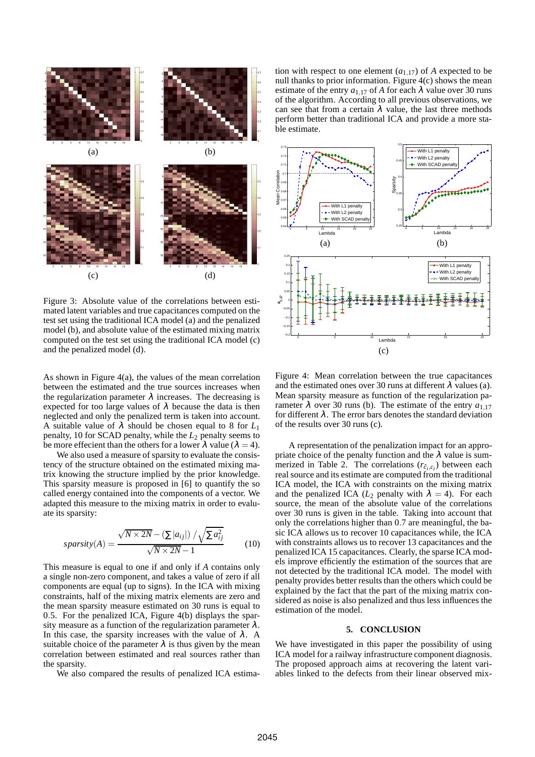Figure 3: Absolute value of the correlations between estimated latent variables and true capacitances computed on the test set using the traditional ICA model (a) and the penalized model (b), and absolute value of the estimated mixing matrix computed on the test set using the traditional ICA model (c) and the penalized model (d).

As shown in Figure 4(a), the values of the mean correlation between the estimated and the true sources increases when the regularization parameter $\lambda$ increases. The decreasing is expected for too large values of $\lambda$ because the data is then neglected and only the penalized term is taken into account. A suitable value of $\lambda$ should be chosen equal to 8 for $L_1$ penalty, 10 for SCAD penalty, while the $L_2$ penalty seems to be more effecient than the others for a lower $\lambda$ value ($\lambda = 4$).

We also used a measure of sparsity to evaluate the consistency of the structure obtained on the estimated mixing matrix knowing the structure implied by the prior knowledge. This sparsity measure is proposed in [6] to quantify the so called energy contained into the components of a vector. We adapted this measure to the mixing matrix in order to evaluate its sparsity:

$$sparsity(A) = \frac{\sqrt{N \times 2N} - \left(\sum |a_{ij}|\right) / \sqrt{\sum a_{ij}^2}}{\sqrt{N \times 2N} - 1} \qquad (10)$$

This measure is equal to one if and only if $A$ contains only a single non-zero component, and takes a value of zero if all components are equal (up to signs). In the ICA with mixing constraints, half of the mixing matrix elements are zero and the mean sparsity measure estimated on 30 runs is equal to 0.5. For the penalized ICA, Figure 4(b) displays the sparsity measure as a function of the regularization parameter $\lambda$. In this case, the sparsity increases with the value of $\lambda$. A suitable choice of the parameter $\lambda$ is thus given by the mean correlation between estimated and real sources rather than the sparsity.

We also compared the results of penalized ICA estimation with respect to one element ($a_{1,17}$) of $A$ expected to be null thanks to prior information. Figure 4(c) shows the mean estimate of the entry $a_{1,17}$ of $A$ for each $\lambda$ value over 30 runs of the algorithm. According to all previous observations, we can see that from a certain $\lambda$ value, the last three methods perform better than traditional ICA and provide a more stable estimate.

Figure 4: Mean correlation between the true capacitances and the estimated ones over 30 runs at different $\lambda$ values (a). Mean sparsity measure as function of the regularization parameter $\lambda$ over 30 runs (b). The estimate of the entry $a_{1,17}$ for different $\lambda$. The error bars denotes the standard deviation of the results over 30 runs (c).

A representation of the penalization impact for an appropriate choice of the penalty function and the $\lambda$ value is summerized in Table 2. The correlations ($r_{\hat{c}_i, c_i}$) between each real source and its estimate are computed from the traditional ICA model, the ICA with constraints on the mixing matrix and the penalized ICA ($L_2$ penalty with $\lambda = 4$). For each source, the mean of the absolute value of the correlations over 30 runs is given in the table. Taking into account that only the correlations higher than 0.7 are meaningful, the basic ICA allows us to recover 10 capacitances while, the ICA with constraints allows us to recover 13 capacitances and the penalized ICA 15 capacitances. Clearly, the sparse ICA models improve efficiently the estimation of the sources that are not detected by the traditional ICA model. The model with penalty provides better results than the others which could be explained by the fact that the part of the mixing matrix considered as noise is also penalized and thus less influences the estimation of the model.

## 5. CONCLUSION

We have investigated in this paper the possibility of using ICA model for a railway infrastructure component diagnosis. The proposed approach aims at recovering the latent variables linked to the defects from their linear observed mix-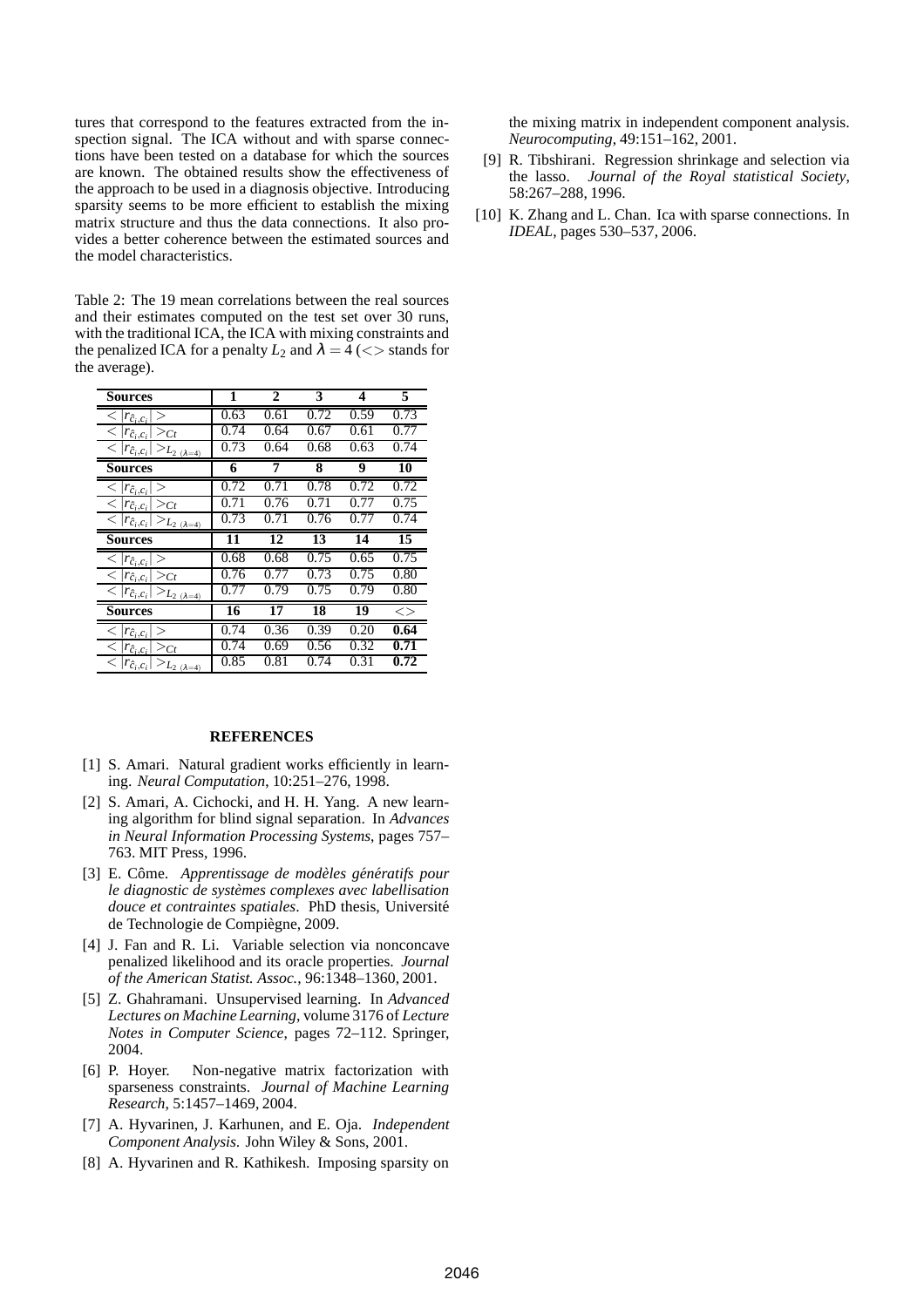tures that correspond to the features extracted from the inspection signal. The ICA without and with sparse connections have been tested on a database for which the sources are known. The obtained results show the effectiveness of the approach to be used in a diagnosis objective. Introducing sparsity seems to be more efficient to establish the mixing matrix structure and thus the data connections. It also provides a better coherence between the estimated sources and the model characteristics.

Table 2: The 19 mean correlations between the real sources and their estimates computed on the test set over 30 runs, with the traditional ICA, the ICA with mixing constraints and the penalized ICA for a penalty $L_2$ and $\lambda = 4$ ($<>$ stands for the average).

| **Sources** | **1** | **2** | **3** | **4** | **5** |
|---|---|---|---|---|---|
| $<\lvert r_{\hat{c}_i,c_i}\rvert>$ | 0.63 | 0.61 | 0.72 | 0.59 | 0.73 |
| $<\lvert r_{\hat{c}_i,c_i}\rvert>_{Ct}$ | 0.74 | 0.64 | 0.67 | 0.61 | 0.77 |
| $<\lvert r_{\hat{c}_i,c_i}\rvert>_{L_2\ (\lambda=4)}$ | 0.73 | 0.64 | 0.68 | 0.63 | 0.74 |
| **Sources** | **6** | **7** | **8** | **9** | **10** |
| $<\lvert r_{\hat{c}_i,c_i}\rvert>$ | 0.72 | 0.71 | 0.78 | 0.72 | 0.72 |
| $<\lvert r_{\hat{c}_i,c_i}\rvert>_{Ct}$ | 0.71 | 0.76 | 0.71 | 0.77 | 0.75 |
| $<\lvert r_{\hat{c}_i,c_i}\rvert>_{L_2\ (\lambda=4)}$ | 0.73 | 0.71 | 0.76 | 0.77 | 0.74 |
| **Sources** | **11** | **12** | **13** | **14** | **15** |
| $<\lvert r_{\hat{c}_i,c_i}\rvert>$ | 0.68 | 0.68 | 0.75 | 0.65 | 0.75 |
| $<\lvert r_{\hat{c}_i,c_i}\rvert>_{Ct}$ | 0.76 | 0.77 | 0.73 | 0.75 | 0.80 |
| $<\lvert r_{\hat{c}_i,c_i}\rvert>_{L_2\ (\lambda=4)}$ | 0.77 | 0.79 | 0.75 | 0.79 | 0.80 |
| **Sources** | **16** | **17** | **18** | **19** | $<>$ |
| $<\lvert r_{\hat{c}_i,c_i}\rvert>$ | 0.74 | 0.36 | 0.39 | 0.20 | **0.64** |
| $<\lvert r_{\hat{c}_i,c_i}\rvert>_{Ct}$ | 0.74 | 0.69 | 0.56 | 0.32 | **0.71** |
| $<\lvert r_{\hat{c}_i,c_i}\rvert>_{L_2\ (\lambda=4)}$ | 0.85 | 0.81 | 0.74 | 0.31 | **0.72** |

## REFERENCES

[1] S. Amari. Natural gradient works efficiently in learning. *Neural Computation*, 10:251–276, 1998.

[2] S. Amari, A. Cichocki, and H. H. Yang. A new learning algorithm for blind signal separation. In *Advances in Neural Information Processing Systems*, pages 757–763. MIT Press, 1996.

[3] E. Côme. *Apprentissage de modèles génératifs pour le diagnostic de systèmes complexes avec labellisation douce et contraintes spatiales*. PhD thesis, Université de Technologie de Compiègne, 2009.

[4] J. Fan and R. Li. Variable selection via nonconcave penalized likelihood and its oracle properties. *Journal of the American Statist. Assoc.*, 96:1348–1360, 2001.

[5] Z. Ghahramani. Unsupervised learning. In *Advanced Lectures on Machine Learning*, volume 3176 of *Lecture Notes in Computer Science*, pages 72–112. Springer, 2004.

[6] P. Hoyer. Non-negative matrix factorization with sparseness constraints. *Journal of Machine Learning Research*, 5:1457–1469, 2004.

[7] A. Hyvarinen, J. Karhunen, and E. Oja. *Independent Component Analysis*. John Wiley & Sons, 2001.

[8] A. Hyvarinen and R. Kathikesh. Imposing sparsity on the mixing matrix in independent component analysis. *Neurocomputing*, 49:151–162, 2001.

[9] R. Tibshirani. Regression shrinkage and selection via the lasso. *Journal of the Royal statistical Society*, 58:267–288, 1996.

[10] K. Zhang and L. Chan. Ica with sparse connections. In *IDEAL*, pages 530–537, 2006.